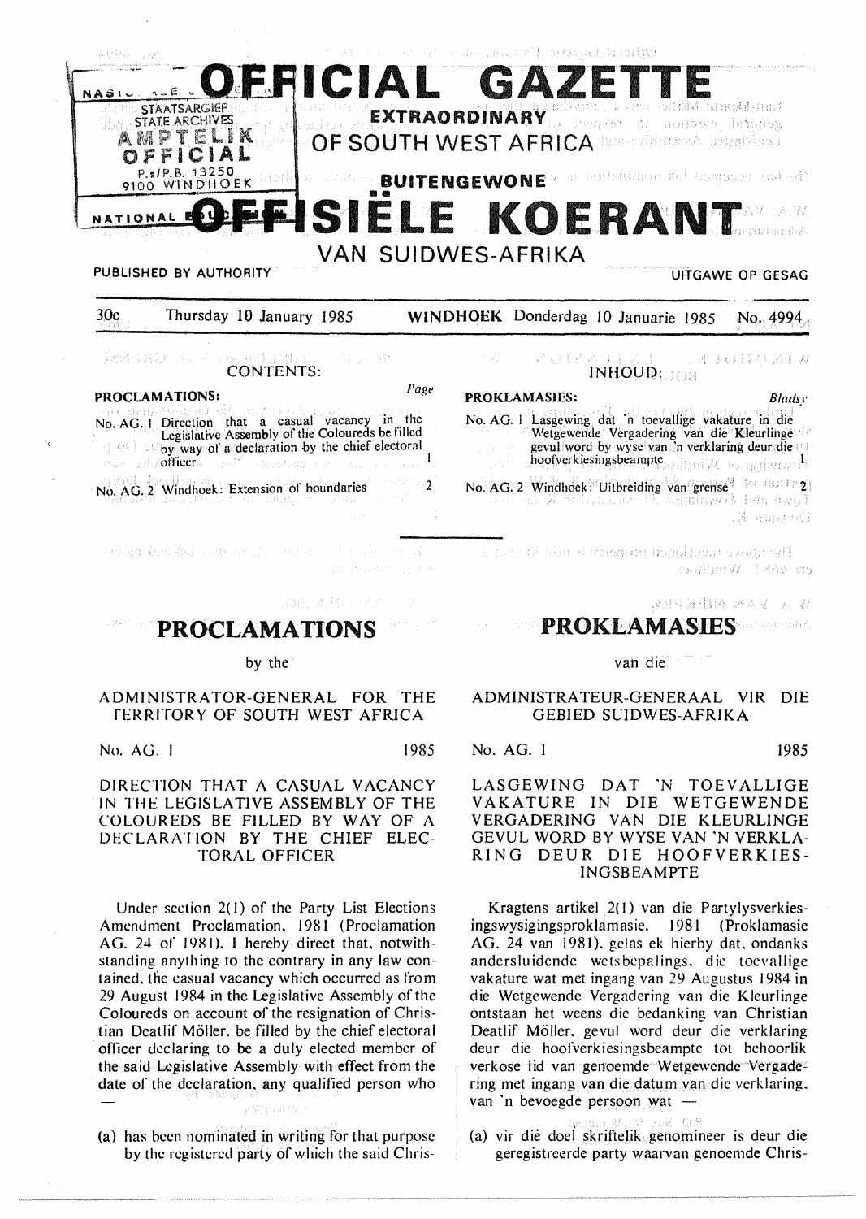# OFFICIAL GAZETTE EXTRAORDINARY OF SOUTH WEST AFRICA

# BUITENGEWONE OFFISIËLE KOERANT VAN SUIDWES-AFRIKA

PUBLISHED BY AUTHORITY — UITGAWE OP GESAG

30c — Thursday 10 January 1985 — WINDHOEK Donderdag 10 Januarie 1985 — No. 4994

## CONTENTS:

**PROCLAMATIONS:** *Page*

No. AG. 1 Direction that a casual vacancy in the Legislative Assembly of the Coloureds be filled by way of a declaration by the chief electoral officer — 1

No. AG. 2 Windhoek: Extension of boundaries — 2

## INHOUD:

**PROKLAMASIES:** *Bladsy*

No. AG. 1 Lasgewing dat 'n toevallige vakature in die Wetgewende Vergadering van die Kleurlinge gevul word by wyse van 'n verklaring deur die hoofverkiesingsbeampte — 1

No. AG. 2 Windhoek: Uitbreiding van grense — 2

# PROCLAMATIONS

by the

ADMINISTRATOR-GENERAL FOR THE TERRITORY OF SOUTH WEST AFRICA

No. AG. 1 — 1985

### DIRECTION THAT A CASUAL VACANCY IN THE LEGISLATIVE ASSEMBLY OF THE COLOUREDS BE FILLED BY WAY OF A DECLARATION BY THE CHIEF ELECTORAL OFFICER

Under section 2(1) of the Party List Elections Amendment Proclamation, 1981 (Proclamation AG. 24 of 1981), I hereby direct that, notwithstanding anything to the contrary in any law contained, the casual vacancy which occurred as from 29 August 1984 in the Legislative Assembly of the Coloureds on account of the resignation of Christian Deatlif Möller, be filled by the chief electoral officer declaring to be a duly elected member of the said Legislative Assembly with effect from the date of the declaration, any qualified person who —

(a) has been nominated in writing for that purpose by the registered party of which the said Chris-

# PROKLAMASIES

van die

ADMINISTRATEUR-GENERAAL VIR DIE GEBIED SUIDWES-AFRIKA

No. AG. 1 — 1985

### LASGEWING DAT 'N TOEVALLIGE VAKATURE IN DIE WETGEWENDE VERGADERING VAN DIE KLEURLINGE GEVUL WORD BY WYSE VAN 'N VERKLARING DEUR DIE HOOFVERKIESINGSBEAMPTE

Kragtens artikel 2(1) van die Partylysverkiesingswysigingsproklamasie, 1981 (Proklamasie AG. 24 van 1981), gelas ek hierby dat, ondanks andersluidende wetsbepalings, die toevallige vakature wat met ingang van 29 Augustus 1984 in die Wetgewende Vergadering van die Kleurlinge ontstaan het weens die bedanking van Christian Deatlif Möller, gevul word deur die verklaring deur die hoofverkiesingsbeampte tot behoorlik verkose lid van genoemde Wetgewende Vergadering met ingang van die datum van die verklaring, van 'n bevoegde persoon wat —

(a) vir die doel skriftelik genomineer is deur die geregistreerde party waarvan genoemde Chris-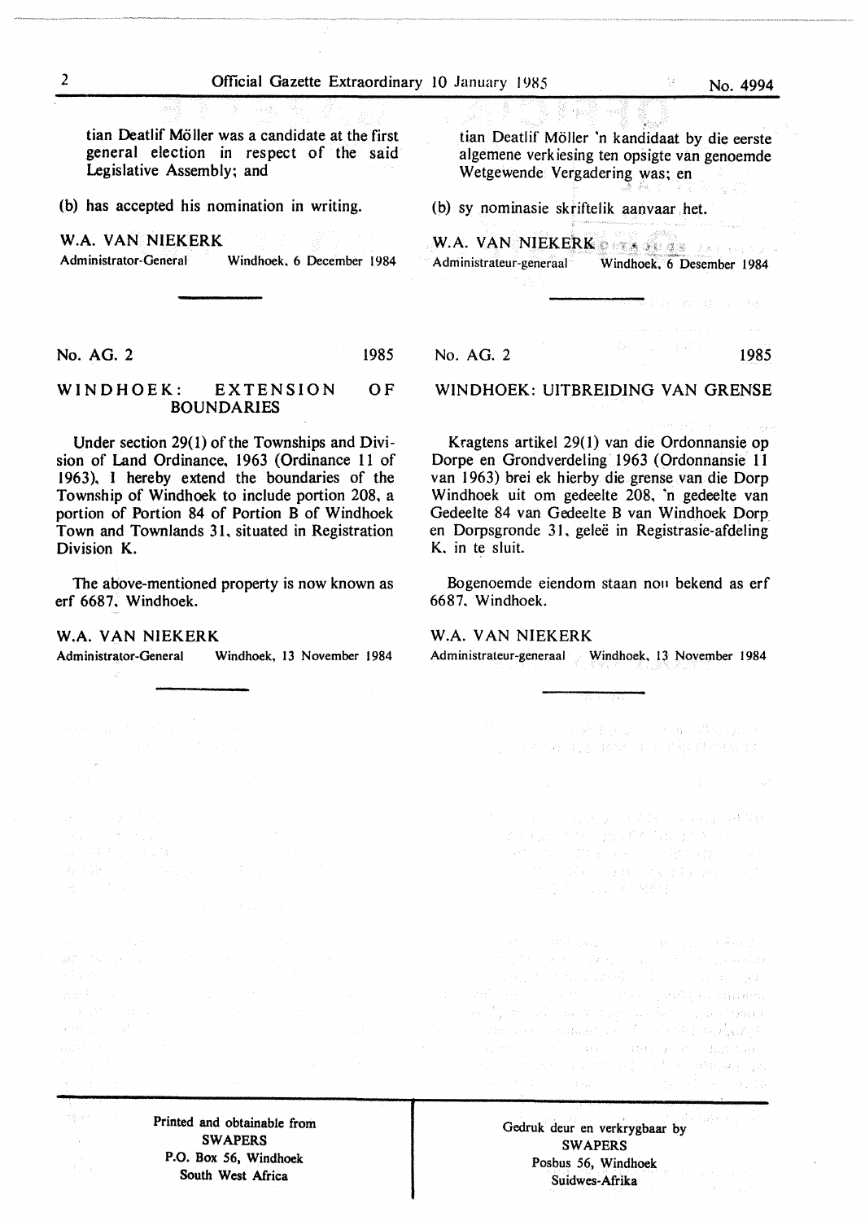tian Deatlif Möller was a candidate at the first general election in respect of the said Legislative Assembly; and

(b) has accepted his nomination in writing.

W.A. VAN NIEKERK
Administrator-General Windhoek, 6 December 1984

tian Deatlif Möller 'n kandidaat by die eerste algemene verkiesing ten opsigte van genoemde Wetgewende Vergadering was; en

(b) sy nominasie skriftelik aanvaar het.

W.A. VAN NIEKERK
Administrateur-generaal Windhoek, 6 Desember 1984

---

No. AG. 2 1985

## WINDHOEK: EXTENSION OF BOUNDARIES

Under section 29(1) of the Townships and Division of Land Ordinance, 1963 (Ordinance 11 of 1963), I hereby extend the boundaries of the Township of Windhoek to include portion 208, a portion of Portion 84 of Portion B of Windhoek Town and Townlands 31, situated in Registration Division K.

The above-mentioned property is now known as erf 6687, Windhoek.

W.A. VAN NIEKERK
Administrator-General Windhoek, 13 November 1984

No. AG. 2 1985

## WINDHOEK: UITBREIDING VAN GRENSE

Kragtens artikel 29(1) van die Ordonnansie op Dorpe en Grondverdeling 1963 (Ordonnansie 11 van 1963) brei ek hierby die grense van die Dorp Windhoek uit om gedeelte 208, 'n gedeelte van Gedeelte 84 van Gedeelte B van Windhoek Dorp en Dorpsgronde 31, geleë in Registrasie-afdeling K, in te sluit.

Bogenoemde eiendom staan nou bekend as erf 6687, Windhoek.

W.A. VAN NIEKERK
Administrateur-generaal Windhoek, 13 November 1984

---

Printed and obtainable from
SWAPERS
P.O. Box 56, Windhoek
South West Africa

Gedruk deur en verkrygbaar by
SWAPERS
Posbus 56, Windhoek
Suidwes-Afrika